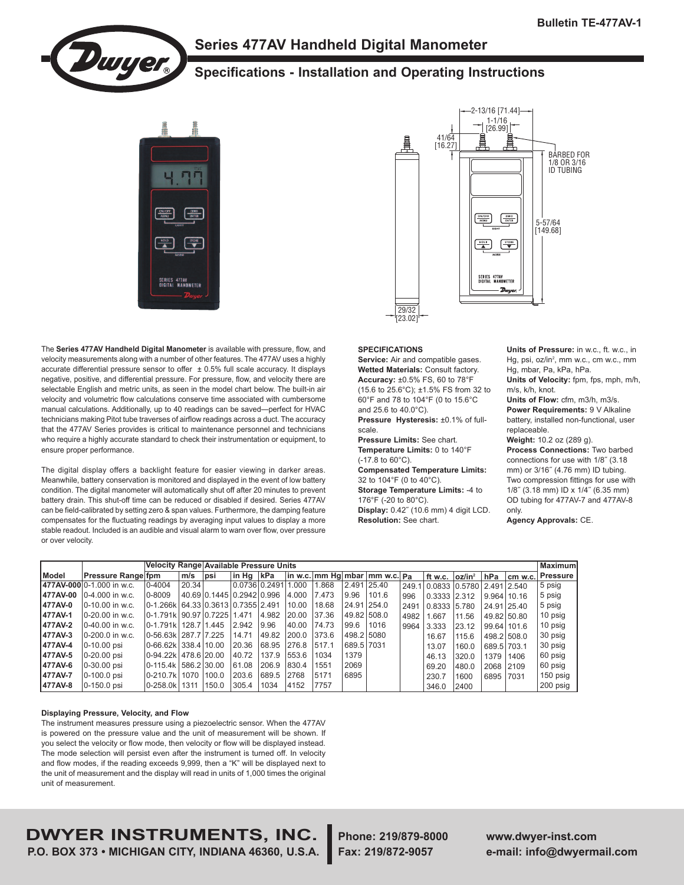# Series 477AV Handheld Digital Manometer

## Specifications - Installation and Operating Instructions

The **Series 477AV Handheld Digital Manometer** is available with pressure, flow, and velocity measurements along with a number of other features. The 477AV uses a highly accurate differential pressure sensor to offer ± 0.5% full scale accuracy. It displays negative, positive, and differential pressure. For pressure, flow, and velocity there are selectable English and metric units, as seen in the model chart below. The built-in air velocity and volumetric flow calculations conserve time associated with cumbersome manual calculations. Additionally, up to 40 readings can be saved—perfect for HVAC technicians making Pitot tube traverses of airflow readings across a duct. The accuracy that the 477AV Series provides is critical to maintenance personnel and technicians who require a highly accurate standard to check their instrumentation or equipment, to ensure proper performance.

The digital display offers a backlight feature for easier viewing in darker areas. Meanwhile, battery conservation is monitored and displayed in the event of low battery condition. The digital manometer will automatically shut off after 20 minutes to prevent battery drain. This shut-off time can be reduced or disabled if desired. Series 477AV can be field-calibrated by setting zero & span values. Furthermore, the damping feature compensates for the fluctuating readings by averaging input values to display a more stable readout. Included is an audible and visual alarm to warn over flow, over pressure or over velocity.

### SPECIFICATIONS

**Service:** Air and compatible gases.
**Wetted Materials:** Consult factory.
**Accuracy:** ±0.5% FS, 60 to 78°F (15.6 to 25.6°C); ±1.5% FS from 32 to 60°F and 78 to 104°F (0 to 15.6°C and 25.6 to 40.0°C).
**Pressure Hysteresis:** ±0.1% of full-scale.
**Pressure Limits:** See chart.
**Temperature Limits:** 0 to 140°F (-17.8 to 60°C).
**Compensated Temperature Limits:** 32 to 104°F (0 to 40°C).
**Storage Temperature Limits:** -4 to 176°F (-20 to 80°C).
**Display:** 0.42″ (10.6 mm) 4 digit LCD.
**Resolution:** See chart.
**Units of Pressure:** in w.c., ft. w.c., in Hg, psi, oz/in², mm w.c., cm w.c., mm Hg, mbar, Pa, kPa, hPa.
**Units of Velocity:** fpm, fps, mph, m/h, m/s, k/h, knot.
**Units of Flow:** cfm, m3/h, m3/s.
**Power Requirements:** 9 V Alkaline battery, installed non-functional, user replaceable.
**Weight:** 10.2 oz (289 g).
**Process Connections:** Two barbed connections for use with 1/8″ (3.18 mm) or 3/16″ (4.76 mm) ID tubing. Two compression fittings for use with 1/8″ (3.18 mm) ID x 1/4″ (6.35 mm) OD tubing for 477AV-7 and 477AV-8 only.
**Agency Approvals:** CE.

| | | Velocity Range | | Available Pressure Units | | | | | | | | | | | | Maximum |
|---|---|---|---|---|---|---|---|---|---|---|---|---|---|---|---|---|
| Model | Pressure Range | fpm | m/s | psi | in Hg | kPa | in w.c. | mm Hg | mbar | mm w.c. | Pa | ft w.c. | oz/in² | hPa | cm w.c. | Pressure |
| 477AV-000 | 0-1.000 in w.c. | 0-4004 | 20.34 | | 0.0736 | 0.2491 | 1.000 | 1.868 | 2.491 | 25.40 | 249.1 | 0.0833 | 0.5780 | 2.491 | 2.540 | 5 psig |
| 477AV-00 | 0-4.000 in w.c. | 0-8009 | 40.69 | 0.1445 | 0.2942 | 0.996 | 4.000 | 7.473 | 9.96 | 101.6 | 996 | 0.3333 | 2.312 | 9.964 | 10.16 | 5 psig |
| 477AV-0 | 0-10.00 in w.c. | 0-1.266k | 64.33 | 0.3613 | 0.7355 | 2.491 | 10.00 | 18.68 | 24.91 | 254.0 | 2491 | 0.8333 | 5.780 | 24.91 | 25.40 | 5 psig |
| 477AV-1 | 0-20.00 in w.c. | 0-1.791k | 90.97 | 0.7225 | 1.471 | 4.982 | 20.00 | 37.36 | 49.82 | 508.0 | 4982 | 1.667 | 11.56 | 49.82 | 50.80 | 10 psig |
| 477AV-2 | 0-40.00 in w.c. | 0-1.791k | 128.7 | 1.445 | 2.942 | 9.96 | 40.00 | 74.73 | 99.6 | 1016 | 9964 | 3.333 | 23.12 | 99.64 | 101.6 | 10 psig |
| 477AV-3 | 0-200.0 in w.c. | 0-56.63k | 287.7 | 7.225 | 14.71 | 49.82 | 200.0 | 373.6 | 498.2 | 5080 | | 16.67 | 115.6 | 498.2 | 508.0 | 30 psig |
| 477AV-4 | 0-10.00 psi | 0-66.62k | 338.4 | 10.00 | 20.36 | 68.95 | 276.8 | 517.1 | 689.5 | 7031 | | 13.07 | 160.0 | 689.5 | 703.1 | 30 psig |
| 477AV-5 | 0-20.00 psi | 0-94.22k | 478.6 | 20.00 | 40.72 | 137.9 | 553.6 | 1034 | 1379 | | | 46.13 | 320.0 | 1379 | 1406 | 60 psig |
| 477AV-6 | 0-30.00 psi | 0-115.4k | 586.2 | 30.00 | 61.08 | 206.9 | 830.4 | 1551 | 2069 | | | 69.20 | 480.0 | 2068 | 2109 | 60 psig |
| 477AV-7 | 0-100.0 psi | 0-210.7k | 1070 | 100.0 | 203.6 | 689.5 | 2768 | 5171 | 6895 | | | 230.7 | 1600 | 6895 | 7031 | 150 psig |
| 477AV-8 | 0-150.0 psi | 0-258.0k | 1311 | 150.0 | 305.4 | 1034 | 4152 | 7757 | | | | 346.0 | 2400 | | | 200 psig |

### Displaying Pressure, Velocity, and Flow

The instrument measures pressure using a piezoelectric sensor. When the 477AV is powered on the pressure value and the unit of measurement will be shown. If you select the velocity or flow mode, then velocity or flow will be displayed instead. The mode selection will persist even after the instrument is turned off. In velocity and flow modes, if the reading exceeds 9,999, then a "K" will be displayed next to the unit of measurement and the display will read in units of 1,000 times the original unit of measurement.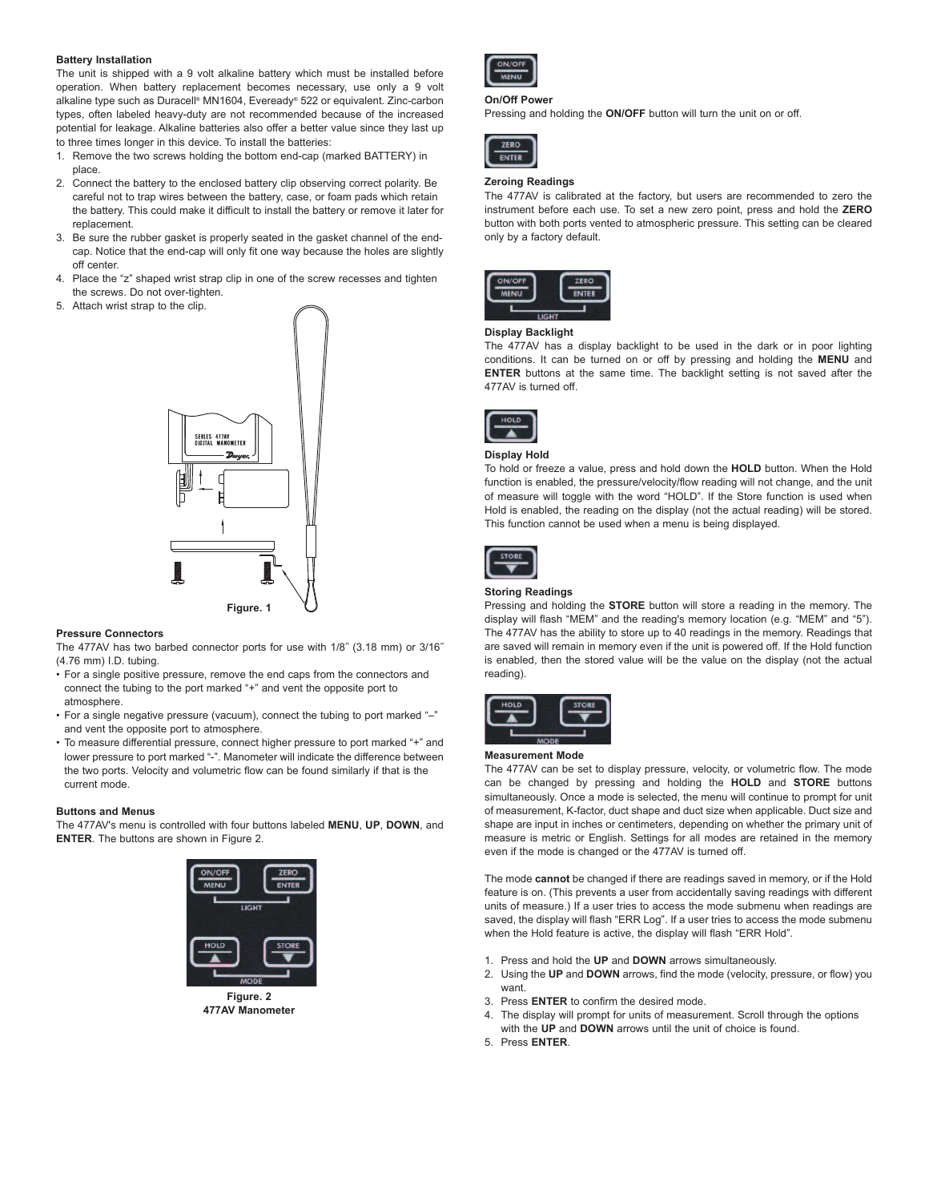### Battery Installation

The unit is shipped with a 9 volt alkaline battery which must be installed before operation. When battery replacement becomes necessary, use only a 9 volt alkaline type such as Duracell® MN1604, Eveready® 522 or equivalent. Zinc-carbon types, often labeled heavy-duty are not recommended because of the increased potential for leakage. Alkaline batteries also offer a better value since they last up to three times longer in this device. To install the batteries:

1. Remove the two screws holding the bottom end-cap (marked BATTERY) in place.
2. Connect the battery to the enclosed battery clip observing correct polarity. Be careful not to trap wires between the battery, case, or foam pads which retain the battery. This could make it difficult to install the battery or remove it later for replacement.
3. Be sure the rubber gasket is properly seated in the gasket channel of the end-cap. Notice that the end-cap will only fit one way because the holes are slightly off center.
4. Place the "z" shaped wrist strap clip in one of the screw recesses and tighten the screws. Do not over-tighten.
5. Attach wrist strap to the clip.

Figure. 1

### Pressure Connectors

The 477AV has two barbed connector ports for use with 1/8″ (3.18 mm) or 3/16″ (4.76 mm) I.D. tubing.

- For a single positive pressure, remove the end caps from the connectors and connect the tubing to the port marked "+" and vent the opposite port to atmosphere.
- For a single negative pressure (vacuum), connect the tubing to port marked "–" and vent the opposite port to atmosphere.
- To measure differential pressure, connect higher pressure to port marked "+" and lower pressure to port marked "-". Manometer will indicate the difference between the two ports. Velocity and volumetric flow can be found similarly if that is the current mode.

### Buttons and Menus

The 477AV's menu is controlled with four buttons labeled **MENU**, **UP**, **DOWN**, and **ENTER**. The buttons are shown in Figure 2.

Figure. 2
477AV Manometer

### On/Off Power

Pressing and holding the **ON/OFF** button will turn the unit on or off.

### Zeroing Readings

The 477AV is calibrated at the factory, but users are recommended to zero the instrument before each use. To set a new zero point, press and hold the **ZERO** button with both ports vented to atmospheric pressure. This setting can be cleared only by a factory default.

### Display Backlight

The 477AV has a display backlight to be used in the dark or in poor lighting conditions. It can be turned on or off by pressing and holding the **MENU** and **ENTER** buttons at the same time. The backlight setting is not saved after the 477AV is turned off.

### Display Hold

To hold or freeze a value, press and hold down the **HOLD** button. When the Hold function is enabled, the pressure/velocity/flow reading will not change, and the unit of measure will toggle with the word "HOLD". If the Store function is used when Hold is enabled, the reading on the display (not the actual reading) will be stored. This function cannot be used when a menu is being displayed.

### Storing Readings

Pressing and holding the **STORE** button will store a reading in the memory. The display will flash "MEM" and the reading's memory location (e.g. "MEM" and "5"). The 477AV has the ability to store up to 40 readings in the memory. Readings that are saved will remain in memory even if the unit is powered off. If the Hold function is enabled, then the stored value will be the value on the display (not the actual reading).

### Measurement Mode

The 477AV can be set to display pressure, velocity, or volumetric flow. The mode can be changed by pressing and holding the **HOLD** and **STORE** buttons simultaneously. Once a mode is selected, the menu will continue to prompt for unit of measurement, K-factor, duct shape and duct size when applicable. Duct size and shape are input in inches or centimeters, depending on whether the primary unit of measure is metric or English. Settings for all modes are retained in the memory even if the mode is changed or the 477AV is turned off.

The mode **cannot** be changed if there are readings saved in memory, or if the Hold feature is on. (This prevents a user from accidentally saving readings with different units of measure.) If a user tries to access the mode submenu when readings are saved, the display will flash "ERR Log". If a user tries to access the mode submenu when the Hold feature is active, the display will flash "ERR Hold".

1. Press and hold the **UP** and **DOWN** arrows simultaneously.
2. Using the **UP** and **DOWN** arrows, find the mode (velocity, pressure, or flow) you want.
3. Press **ENTER** to confirm the desired mode.
4. The display will prompt for units of measurement. Scroll through the options with the **UP** and **DOWN** arrows until the unit of choice is found.
5. Press **ENTER**.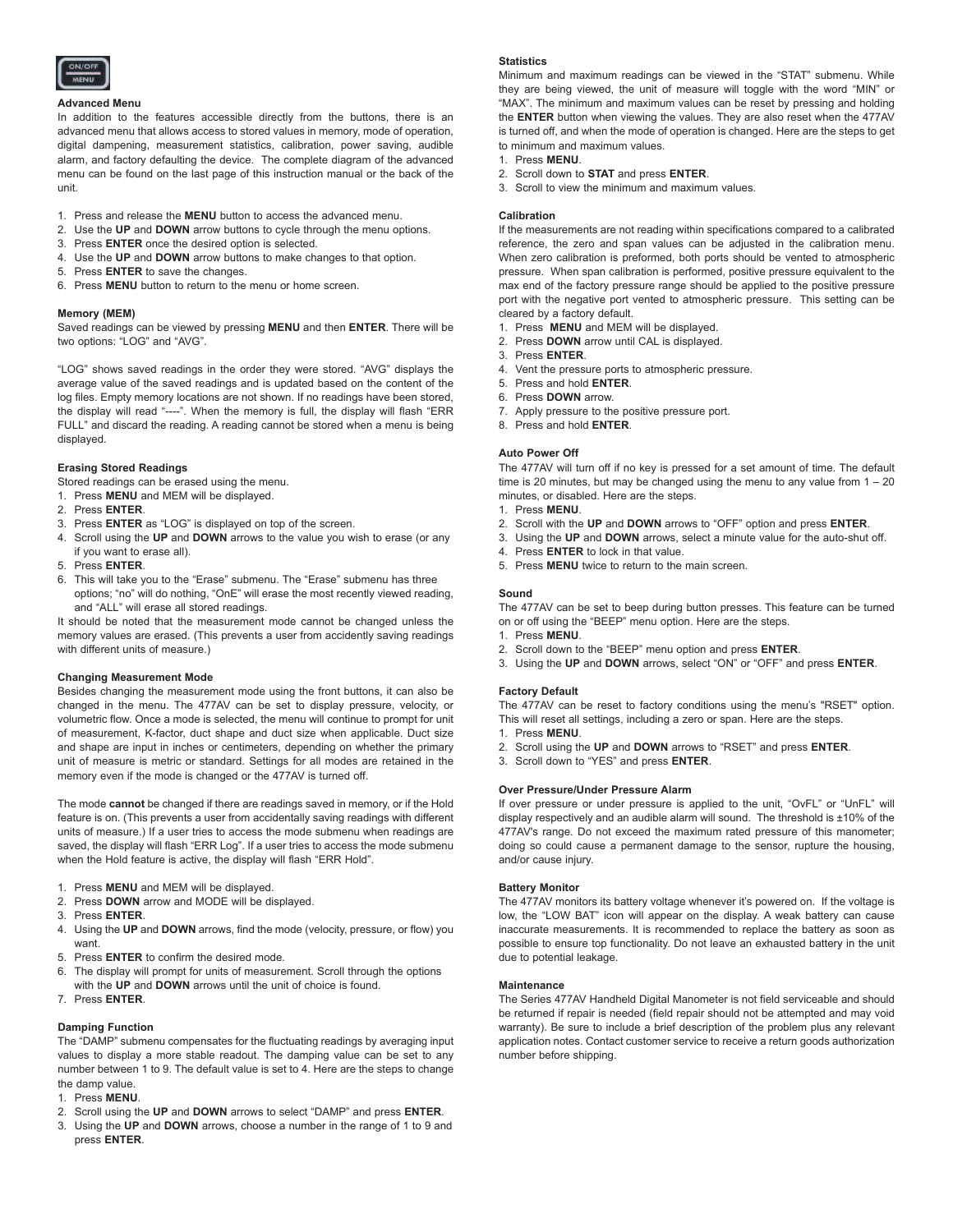### Advanced Menu

In addition to the features accessible directly from the buttons, there is an advanced menu that allows access to stored values in memory, mode of operation, digital dampening, measurement statistics, calibration, power saving, audible alarm, and factory defaulting the device. The complete diagram of the advanced menu can be found on the last page of this instruction manual or the back of the unit.

1. Press and release the **MENU** button to access the advanced menu.
2. Use the **UP** and **DOWN** arrow buttons to cycle through the menu options.
3. Press **ENTER** once the desired option is selected.
4. Use the **UP** and **DOWN** arrow buttons to make changes to that option.
5. Press **ENTER** to save the changes.
6. Press **MENU** button to return to the menu or home screen.

### Memory (MEM)

Saved readings can be viewed by pressing **MENU** and then **ENTER**. There will be two options: "LOG" and "AVG".

"LOG" shows saved readings in the order they were stored. "AVG" displays the average value of the saved readings and is updated based on the content of the log files. Empty memory locations are not shown. If no readings have been stored, the display will read "----". When the memory is full, the display will flash "ERR FULL" and discard the reading. A reading cannot be stored when a menu is being displayed.

### Erasing Stored Readings

Stored readings can be erased using the menu.

1. Press **MENU** and MEM will be displayed.
2. Press **ENTER**.
3. Press **ENTER** as "LOG" is displayed on top of the screen.
4. Scroll using the **UP** and **DOWN** arrows to the value you wish to erase (or any if you want to erase all).
5. Press **ENTER**.
6. This will take you to the "Erase" submenu. The "Erase" submenu has three options; "no" will do nothing, "OnE" will erase the most recently viewed reading, and "ALL" will erase all stored readings.

It should be noted that the measurement mode cannot be changed unless the memory values are erased. (This prevents a user from accidently saving readings with different units of measure.)

### Changing Measurement Mode

Besides changing the measurement mode using the front buttons, it can also be changed in the menu. The 477AV can be set to display pressure, velocity, or volumetric flow. Once a mode is selected, the menu will continue to prompt for unit of measurement, K-factor, duct shape and duct size when applicable. Duct size and shape are input in inches or centimeters, depending on whether the primary unit of measure is metric or standard. Settings for all modes are retained in the memory even if the mode is changed or the 477AV is turned off.

The mode **cannot** be changed if there are readings saved in memory, or if the Hold feature is on. (This prevents a user from accidentally saving readings with different units of measure.) If a user tries to access the mode submenu when readings are saved, the display will flash "ERR Log". If a user tries to access the mode submenu when the Hold feature is active, the display will flash "ERR Hold".

1. Press **MENU** and MEM will be displayed.
2. Press **DOWN** arrow and MODE will be displayed.
3. Press **ENTER**.
4. Using the **UP** and **DOWN** arrows, find the mode (velocity, pressure, or flow) you want.
5. Press **ENTER** to confirm the desired mode.
6. The display will prompt for units of measurement. Scroll through the options with the **UP** and **DOWN** arrows until the unit of choice is found.
7. Press **ENTER**.

### Damping Function

The "DAMP" submenu compensates for the fluctuating readings by averaging input values to display a more stable readout. The damping value can be set to any number between 1 to 9. The default value is set to 4. Here are the steps to change the damp value.

1. Press **MENU**.
2. Scroll using the **UP** and **DOWN** arrows to select "DAMP" and press **ENTER**.
3. Using the **UP** and **DOWN** arrows, choose a number in the range of 1 to 9 and press **ENTER**.

### Statistics

Minimum and maximum readings can be viewed in the "STAT" submenu. While they are being viewed, the unit of measure will toggle with the word "MIN" or "MAX". The minimum and maximum values can be reset by pressing and holding the **ENTER** button when viewing the values. They are also reset when the 477AV is turned off, and when the mode of operation is changed. Here are the steps to get to minimum and maximum values.

1. Press **MENU**.
2. Scroll down to **STAT** and press **ENTER**.
3. Scroll to view the minimum and maximum values.

### Calibration

If the measurements are not reading within specifications compared to a calibrated reference, the zero and span values can be adjusted in the calibration menu. When zero calibration is preformed, both ports should be vented to atmospheric pressure. When span calibration is performed, positive pressure equivalent to the max end of the factory pressure range should be applied to the positive pressure port with the negative port vented to atmospheric pressure. This setting can be cleared by a factory default.

1. Press **MENU** and MEM will be displayed.
2. Press **DOWN** arrow until CAL is displayed.
3. Press **ENTER**.
4. Vent the pressure ports to atmospheric pressure.
5. Press and hold **ENTER**.
6. Press **DOWN** arrow.
7. Apply pressure to the positive pressure port.
8. Press and hold **ENTER**.

### Auto Power Off

The 477AV will turn off if no key is pressed for a set amount of time. The default time is 20 minutes, but may be changed using the menu to any value from 1 – 20 minutes, or disabled. Here are the steps.

1. Press **MENU**.
2. Scroll with the **UP** and **DOWN** arrows to "OFF" option and press **ENTER**.
3. Using the **UP** and **DOWN** arrows, select a minute value for the auto-shut off.
4. Press **ENTER** to lock in that value.
5. Press **MENU** twice to return to the main screen.

### Sound

The 477AV can be set to beep during button presses. This feature can be turned on or off using the "BEEP" menu option. Here are the steps.

1. Press **MENU**.
2. Scroll down to the "BEEP" menu option and press **ENTER**.
3. Using the **UP** and **DOWN** arrows, select "ON" or "OFF" and press **ENTER**.

### Factory Default

The 477AV can be reset to factory conditions using the menu's "RSET" option. This will reset all settings, including a zero or span. Here are the steps.

1. Press **MENU**.
2. Scroll using the **UP** and **DOWN** arrows to "RSET" and press **ENTER**.
3. Scroll down to "YES" and press **ENTER**.

### Over Pressure/Under Pressure Alarm

If over pressure or under pressure is applied to the unit, "OvFL" or "UnFL" will display respectively and an audible alarm will sound. The threshold is ±10% of the 477AV's range. Do not exceed the maximum rated pressure of this manometer; doing so could cause a permanent damage to the sensor, rupture the housing, and/or cause injury.

### Battery Monitor

The 477AV monitors its battery voltage whenever it's powered on. If the voltage is low, the "LOW BAT" icon will appear on the display. A weak battery can cause inaccurate measurements. It is recommended to replace the battery as soon as possible to ensure top functionality. Do not leave an exhausted battery in the unit due to potential leakage.

### Maintenance

The Series 477AV Handheld Digital Manometer is not field serviceable and should be returned if repair is needed (field repair should not be attempted and may void warranty). Be sure to include a brief description of the problem plus any relevant application notes. Contact customer service to receive a return goods authorization number before shipping.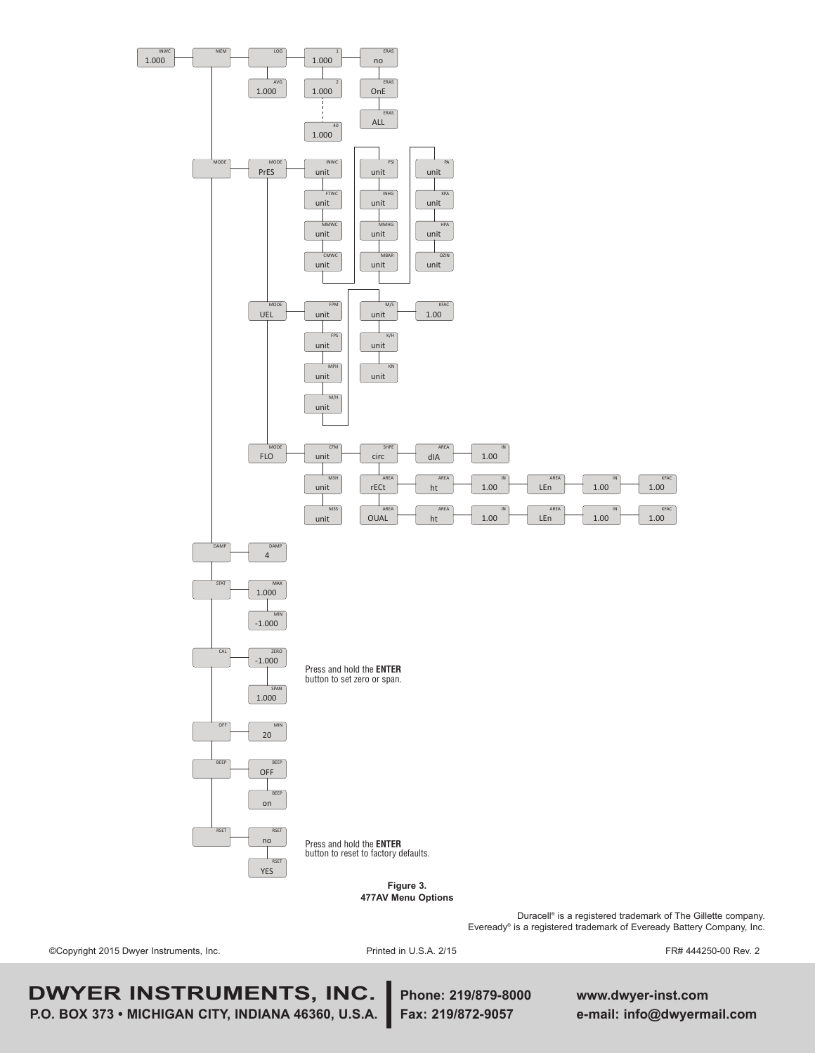INWC
1.000

MEM

LOG

1
1.000

ERAS
no

AVG
1.000

2
1.000

ERAS
OnE

ERAS
ALL

40
1.000

MODE

MODE
PrES

INWC
unit

PSI
unit

PA
unit

FTWC
unit

INHG
unit

KPA
unit

MMWC
unit

MMHG
unit

HPA
unit

CMWC
unit

MBAR
unit

OZIN
unit

MODE
UEL

FPM
unit

M/S
unit

KFAC
1.00

FPS
unit

K/H
unit

MPH
unit

KN
unit

M/H
unit

MODE
FLO

CFM
unit

SHPE
circ

AREA
dIA

IN
1.00

M3H
unit

AREA
rECt

AREA
ht

IN
1.00

AREA
LEn

IN
1.00

KFAC
1.00

M3S
unit

AREA
OUAL

AREA
ht

IN
1.00

AREA
LEn

IN
1.00

KFAC
1.00

DAMP

DAMP
4

STAT

MAX
1.000

MIN
-1.000

CAL

ZERO
-1.000

SPAN
1.000

Press and hold the **ENTER** button to set zero or span.

OFF

MIN
20

BEEP

BEEP
OFF

BEEP
on

RSET

RSET
no

RSET
YES

Press and hold the **ENTER** button to reset to factory defaults.

**Figure 3.**
**477AV Menu Options**

Duracell® is a registered trademark of The Gillette company.
Eveready® is a registered trademark of Eveready Battery Company, Inc.

©Copyright 2015 Dwyer Instruments, Inc.    Printed in U.S.A. 2/15    FR# 444250-00 Rev. 2

**DWYER INSTRUMENTS, INC.**
**P.O. BOX 373 • MICHIGAN CITY, INDIANA 46360, U.S.A.**

**Phone: 219/879-8000**
**Fax: 219/872-9057**

**www.dwyer-inst.com**
**e-mail: info@dwyermail.com**